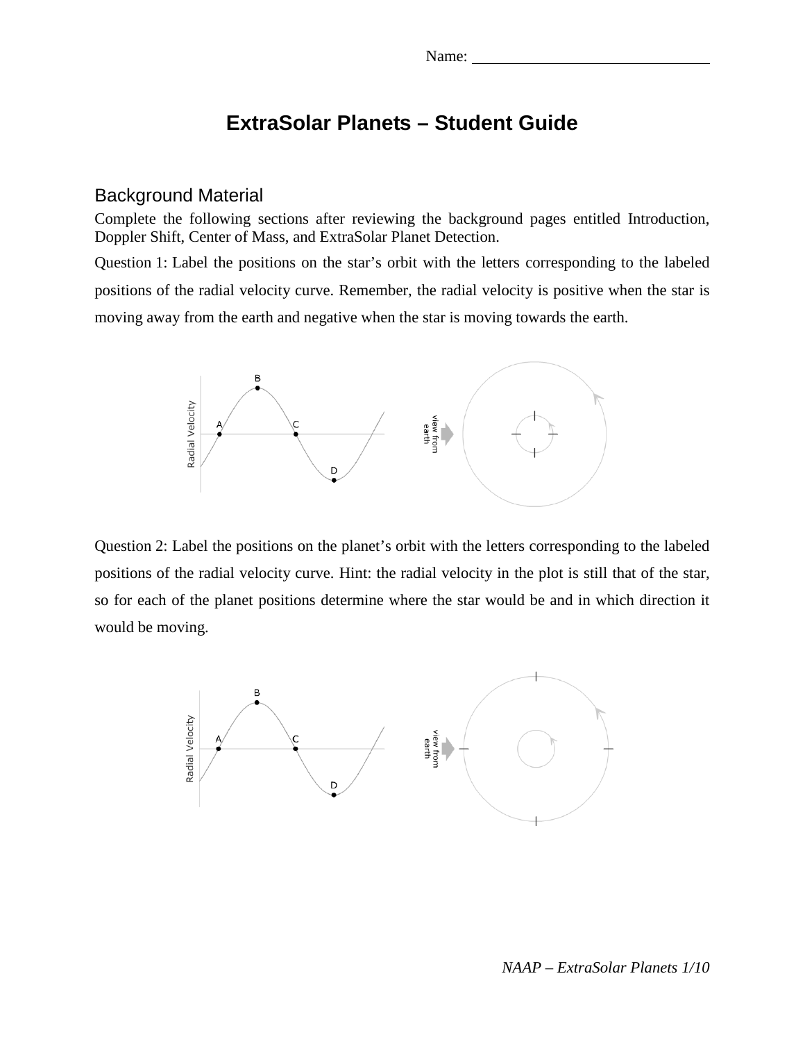Name: ______________________________

# ExtraSolar Planets – Student Guide

## Background Material

Complete the following sections after reviewing the background pages entitled Introduction, Doppler Shift, Center of Mass, and ExtraSolar Planet Detection.

Question 1: Label the positions on the star's orbit with the letters corresponding to the labeled positions of the radial velocity curve. Remember, the radial velocity is positive when the star is moving away from the earth and negative when the star is moving towards the earth.

Question 2: Label the positions on the planet's orbit with the letters corresponding to the labeled positions of the radial velocity curve. Hint: the radial velocity in the plot is still that of the star, so for each of the planet positions determine where the star would be and in which direction it would be moving.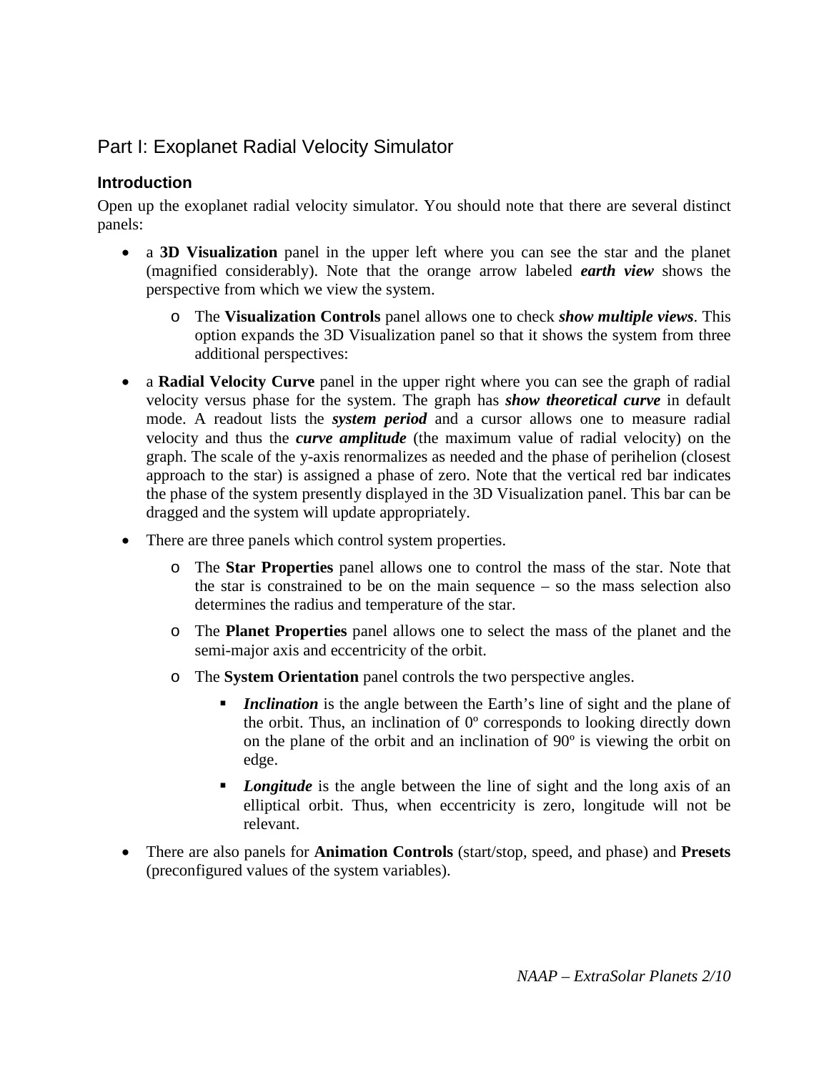## Part I: Exoplanet Radial Velocity Simulator

### Introduction

Open up the exoplanet radial velocity simulator. You should note that there are several distinct panels:

- a **3D Visualization** panel in the upper left where you can see the star and the planet (magnified considerably). Note that the orange arrow labeled ***earth view*** shows the perspective from which we view the system.
  - The **Visualization Controls** panel allows one to check ***show multiple views***. This option expands the 3D Visualization panel so that it shows the system from three additional perspectives:
- a **Radial Velocity Curve** panel in the upper right where you can see the graph of radial velocity versus phase for the system. The graph has ***show theoretical curve*** in default mode. A readout lists the ***system period*** and a cursor allows one to measure radial velocity and thus the ***curve amplitude*** (the maximum value of radial velocity) on the graph. The scale of the y-axis renormalizes as needed and the phase of perihelion (closest approach to the star) is assigned a phase of zero. Note that the vertical red bar indicates the phase of the system presently displayed in the 3D Visualization panel. This bar can be dragged and the system will update appropriately.
- There are three panels which control system properties.
  - The **Star Properties** panel allows one to control the mass of the star. Note that the star is constrained to be on the main sequence – so the mass selection also determines the radius and temperature of the star.
  - The **Planet Properties** panel allows one to select the mass of the planet and the semi-major axis and eccentricity of the orbit.
  - The **System Orientation** panel controls the two perspective angles.
    - ***Inclination*** is the angle between the Earth's line of sight and the plane of the orbit. Thus, an inclination of 0º corresponds to looking directly down on the plane of the orbit and an inclination of 90º is viewing the orbit on edge.
    - ***Longitude*** is the angle between the line of sight and the long axis of an elliptical orbit. Thus, when eccentricity is zero, longitude will not be relevant.
- There are also panels for **Animation Controls** (start/stop, speed, and phase) and **Presets** (preconfigured values of the system variables).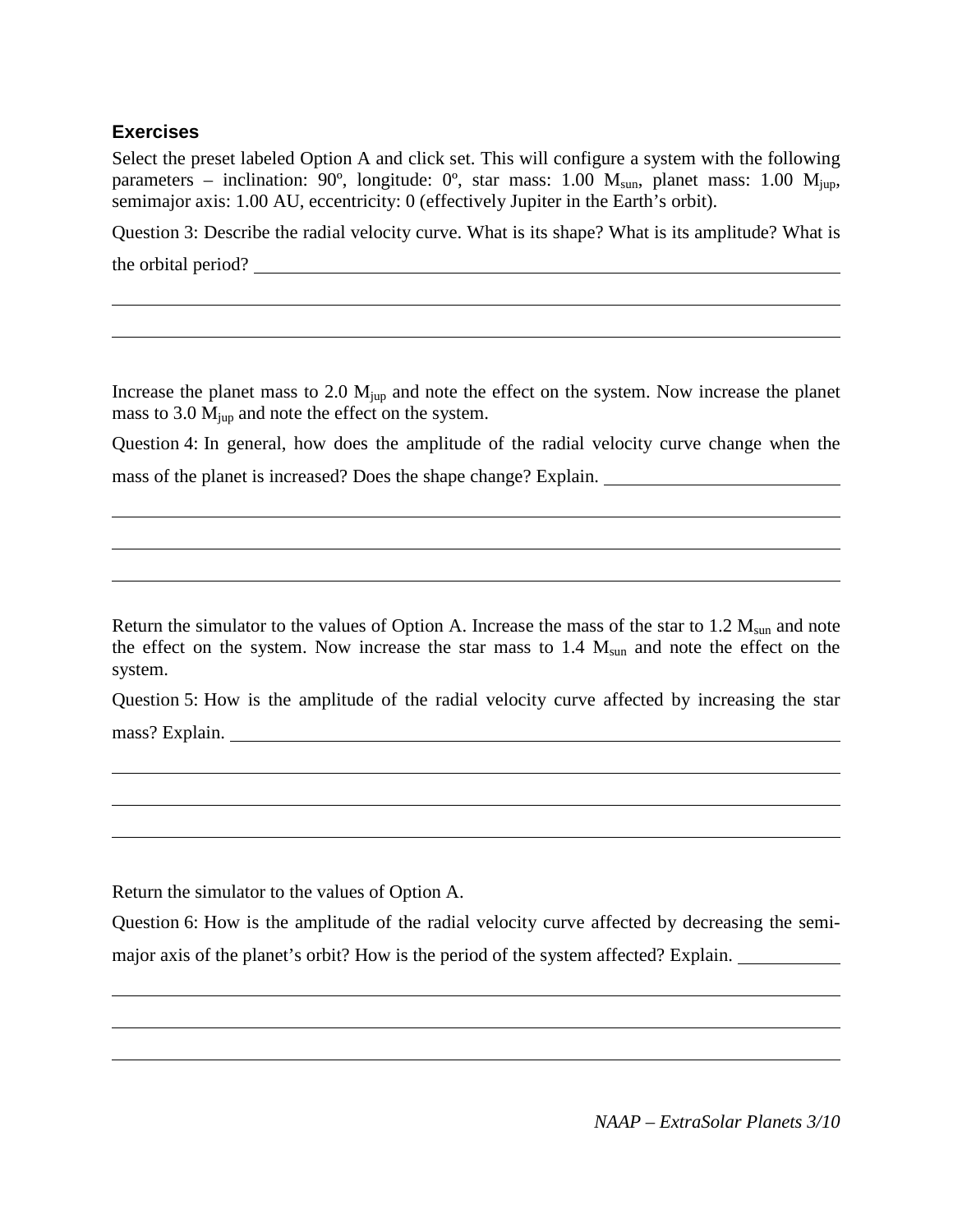### Exercises

Select the preset labeled Option A and click set. This will configure a system with the following parameters – inclination: 90º, longitude: 0º, star mass: 1.00 $M_{sun}$, planet mass: 1.00 $M_{jup}$, semimajor axis: 1.00 AU, eccentricity: 0 (effectively Jupiter in the Earth's orbit).

Question 3: Describe the radial velocity curve. What is its shape? What is its amplitude? What is the orbital period? ______________________________________________________________

______________________________________________________________________________

______________________________________________________________________________

Increase the planet mass to 2.0 $M_{jup}$ and note the effect on the system. Now increase the planet mass to 3.0 $M_{jup}$ and note the effect on the system.

Question 4: In general, how does the amplitude of the radial velocity curve change when the mass of the planet is increased? Does the shape change? Explain. ____________________________

______________________________________________________________________________

______________________________________________________________________________

______________________________________________________________________________

Return the simulator to the values of Option A. Increase the mass of the star to 1.2 $M_{sun}$ and note the effect on the system. Now increase the star mass to 1.4 $M_{sun}$ and note the effect on the system.

Question 5: How is the amplitude of the radial velocity curve affected by increasing the star mass? Explain. ________________________________________________________________

______________________________________________________________________________

______________________________________________________________________________

______________________________________________________________________________

Return the simulator to the values of Option A.

Question 6: How is the amplitude of the radial velocity curve affected by decreasing the semi-major axis of the planet's orbit? How is the period of the system affected? Explain. ____________

______________________________________________________________________________

______________________________________________________________________________

______________________________________________________________________________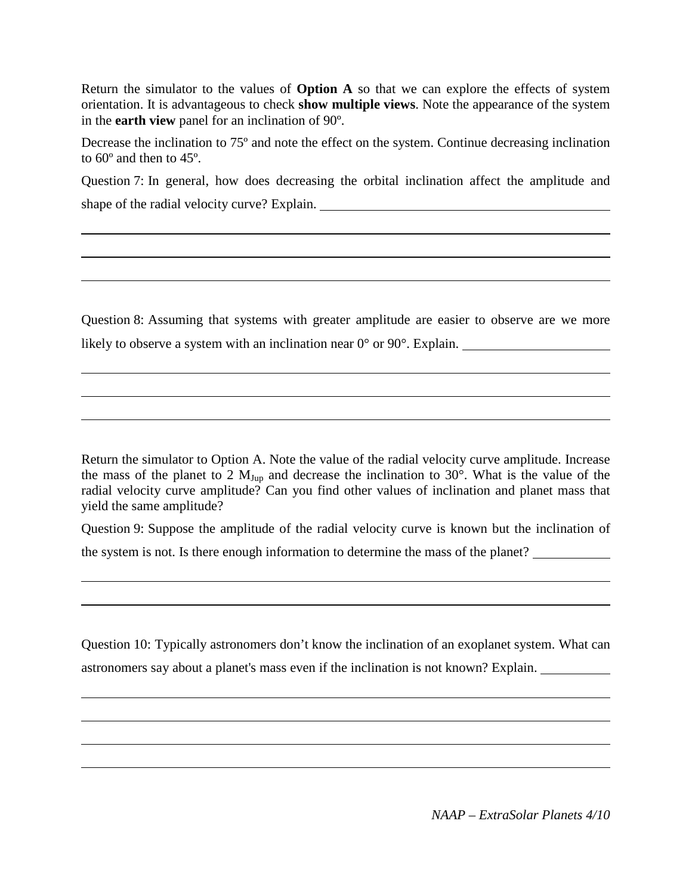Return the simulator to the values of **Option A** so that we can explore the effects of system orientation. It is advantageous to check **show multiple views**. Note the appearance of the system in the **earth view** panel for an inclination of 90º.

Decrease the inclination to 75º and note the effect on the system. Continue decreasing inclination to 60º and then to 45º.

Question 7: In general, how does decreasing the orbital inclination affect the amplitude and shape of the radial velocity curve? Explain. ________________________________________

________________________________________________________________________________

________________________________________________________________________________

________________________________________________________________________________

Question 8: Assuming that systems with greater amplitude are easier to observe are we more likely to observe a system with an inclination near 0° or 90°. Explain. ____________________

________________________________________________________________________________

________________________________________________________________________________

________________________________________________________________________________

Return the simulator to Option A. Note the value of the radial velocity curve amplitude. Increase the mass of the planet to 2 $M_{Jup}$ and decrease the inclination to 30°. What is the value of the radial velocity curve amplitude? Can you find other values of inclination and planet mass that yield the same amplitude?

Question 9: Suppose the amplitude of the radial velocity curve is known but the inclination of the system is not. Is there enough information to determine the mass of the planet? __________

________________________________________________________________________________

________________________________________________________________________________

Question 10: Typically astronomers don't know the inclination of an exoplanet system. What can astronomers say about a planet's mass even if the inclination is not known? Explain. __________

________________________________________________________________________________

________________________________________________________________________________

________________________________________________________________________________

________________________________________________________________________________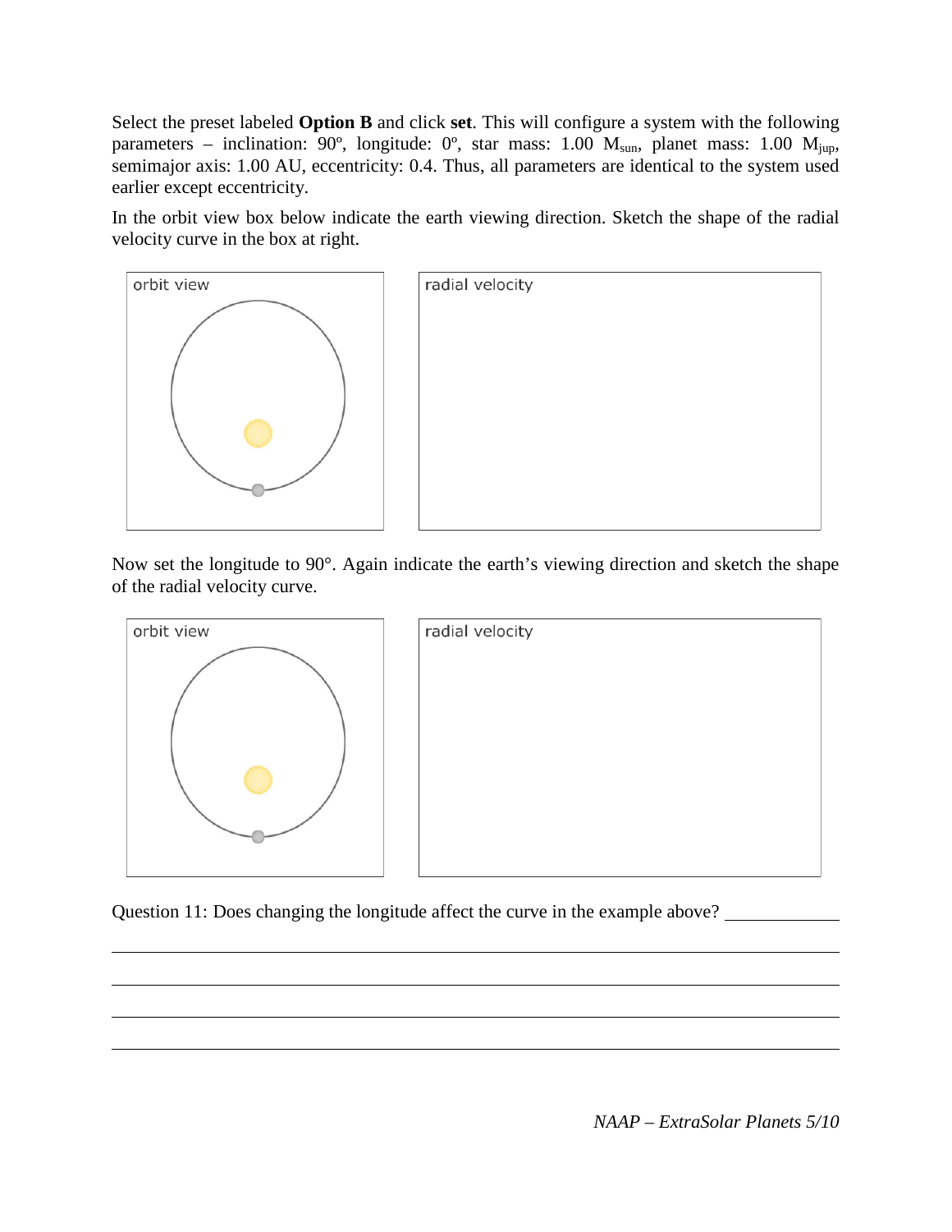Select the preset labeled **Option B** and click **set**. This will configure a system with the following parameters – inclination: 90º, longitude: 0º, star mass: 1.00 $M_{sun}$, planet mass: 1.00 $M_{jup}$, semimajor axis: 1.00 AU, eccentricity: 0.4. Thus, all parameters are identical to the system used earlier except eccentricity.

In the orbit view box below indicate the earth viewing direction. Sketch the shape of the radial velocity curve in the box at right.

orbit view

radial velocity

Now set the longitude to 90°. Again indicate the earth's viewing direction and sketch the shape of the radial velocity curve.

orbit view

radial velocity

Question 11: Does changing the longitude affect the curve in the example above? ____________

______________________________________________________________________________

______________________________________________________________________________

______________________________________________________________________________

______________________________________________________________________________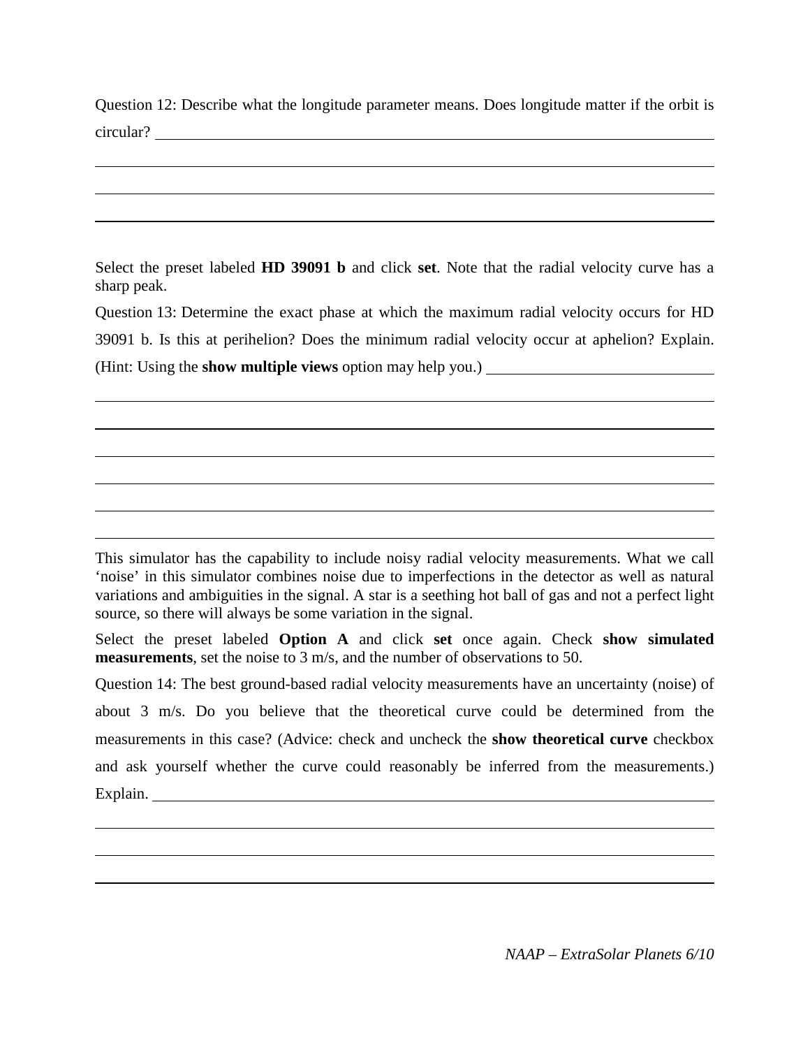Question 12: Describe what the longitude parameter means. Does longitude matter if the orbit is circular?

Select the preset labeled **HD 39091 b** and click **set**. Note that the radial velocity curve has a sharp peak.

Question 13: Determine the exact phase at which the maximum radial velocity occurs for HD 39091 b. Is this at perihelion? Does the minimum radial velocity occur at aphelion? Explain. (Hint: Using the **show multiple views** option may help you.)

This simulator has the capability to include noisy radial velocity measurements. What we call 'noise' in this simulator combines noise due to imperfections in the detector as well as natural variations and ambiguities in the signal. A star is a seething hot ball of gas and not a perfect light source, so there will always be some variation in the signal.

Select the preset labeled **Option A** and click **set** once again. Check **show simulated measurements**, set the noise to 3 m/s, and the number of observations to 50.

Question 14: The best ground-based radial velocity measurements have an uncertainty (noise) of about 3 m/s. Do you believe that the theoretical curve could be determined from the measurements in this case? (Advice: check and uncheck the **show theoretical curve** checkbox and ask yourself whether the curve could reasonably be inferred from the measurements.) Explain.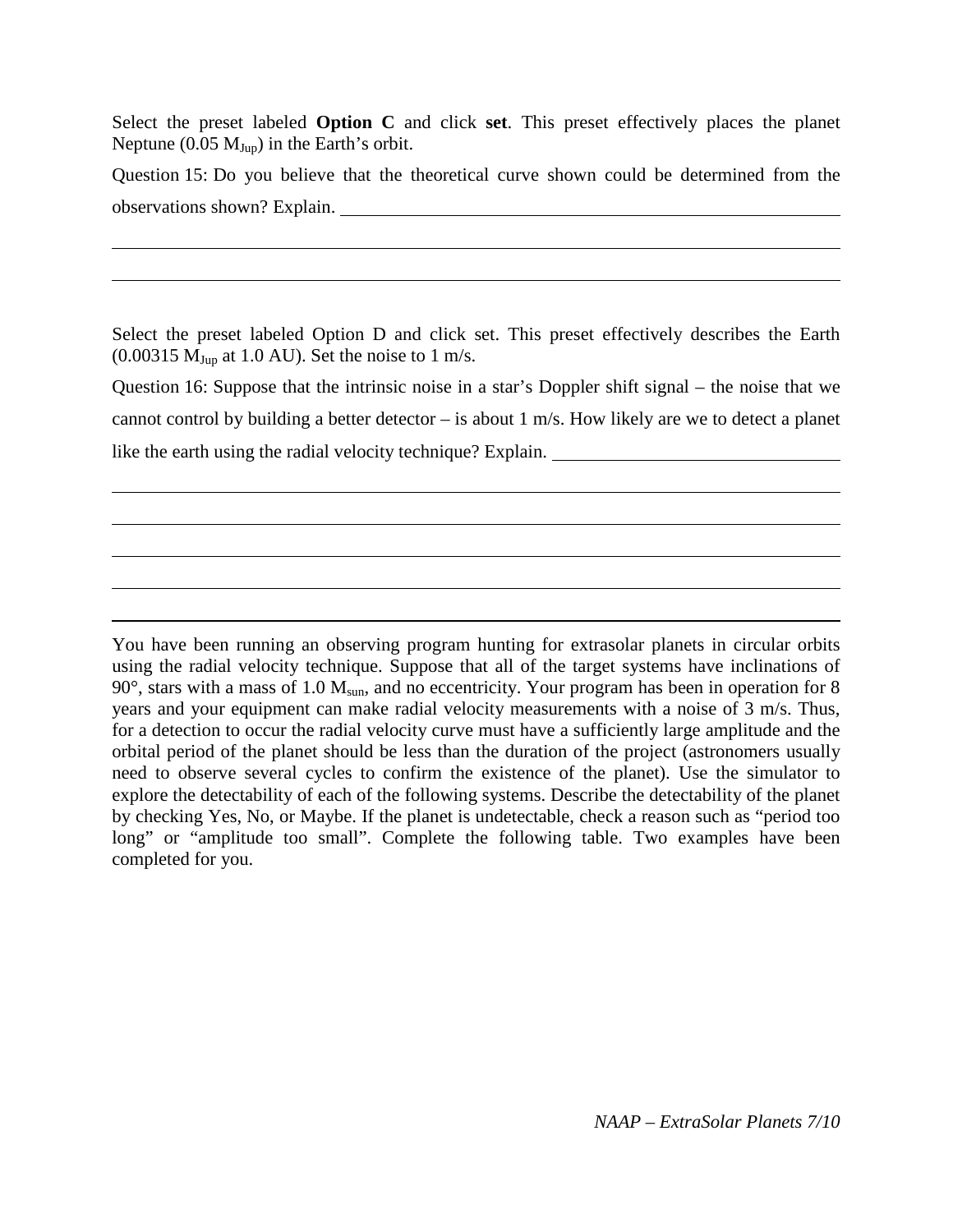Select the preset labeled **Option C** and click **set**. This preset effectively places the planet Neptune (0.05 $M_{Jup}$) in the Earth's orbit.

Question 15: Do you believe that the theoretical curve shown could be determined from the observations shown? Explain. \_\_\_\_\_\_\_\_\_\_\_\_\_\_\_\_\_\_\_\_\_\_\_\_\_\_\_\_\_\_\_\_\_\_\_\_\_\_\_\_\_\_\_\_

\_\_\_\_\_\_\_\_\_\_\_\_\_\_\_\_\_\_\_\_\_\_\_\_\_\_\_\_\_\_\_\_\_\_\_\_\_\_\_\_\_\_\_\_\_\_\_\_\_\_\_\_\_\_\_\_\_\_\_\_\_\_\_\_\_\_\_\_\_\_

\_\_\_\_\_\_\_\_\_\_\_\_\_\_\_\_\_\_\_\_\_\_\_\_\_\_\_\_\_\_\_\_\_\_\_\_\_\_\_\_\_\_\_\_\_\_\_\_\_\_\_\_\_\_\_\_\_\_\_\_\_\_\_\_\_\_\_\_\_\_

Select the preset labeled Option D and click set. This preset effectively describes the Earth (0.00315 $M_{Jup}$ at 1.0 AU). Set the noise to 1 m/s.

Question 16: Suppose that the intrinsic noise in a star's Doppler shift signal – the noise that we cannot control by building a better detector – is about 1 m/s. How likely are we to detect a planet like the earth using the radial velocity technique? Explain. \_\_\_\_\_\_\_\_\_\_\_\_\_\_\_\_\_\_\_\_\_\_\_\_\_\_\_\_\_\_

\_\_\_\_\_\_\_\_\_\_\_\_\_\_\_\_\_\_\_\_\_\_\_\_\_\_\_\_\_\_\_\_\_\_\_\_\_\_\_\_\_\_\_\_\_\_\_\_\_\_\_\_\_\_\_\_\_\_\_\_\_\_\_\_\_\_\_\_\_\_

\_\_\_\_\_\_\_\_\_\_\_\_\_\_\_\_\_\_\_\_\_\_\_\_\_\_\_\_\_\_\_\_\_\_\_\_\_\_\_\_\_\_\_\_\_\_\_\_\_\_\_\_\_\_\_\_\_\_\_\_\_\_\_\_\_\_\_\_\_\_

\_\_\_\_\_\_\_\_\_\_\_\_\_\_\_\_\_\_\_\_\_\_\_\_\_\_\_\_\_\_\_\_\_\_\_\_\_\_\_\_\_\_\_\_\_\_\_\_\_\_\_\_\_\_\_\_\_\_\_\_\_\_\_\_\_\_\_\_\_\_

\_\_\_\_\_\_\_\_\_\_\_\_\_\_\_\_\_\_\_\_\_\_\_\_\_\_\_\_\_\_\_\_\_\_\_\_\_\_\_\_\_\_\_\_\_\_\_\_\_\_\_\_\_\_\_\_\_\_\_\_\_\_\_\_\_\_\_\_\_\_

---

You have been running an observing program hunting for extrasolar planets in circular orbits using the radial velocity technique. Suppose that all of the target systems have inclinations of 90°, stars with a mass of 1.0 $M_{sun}$, and no eccentricity. Your program has been in operation for 8 years and your equipment can make radial velocity measurements with a noise of 3 m/s. Thus, for a detection to occur the radial velocity curve must have a sufficiently large amplitude and the orbital period of the planet should be less than the duration of the project (astronomers usually need to observe several cycles to confirm the existence of the planet). Use the simulator to explore the detectability of each of the following systems. Describe the detectability of the planet by checking Yes, No, or Maybe. If the planet is undetectable, check a reason such as "period too long" or "amplitude too small". Complete the following table. Two examples have been completed for you.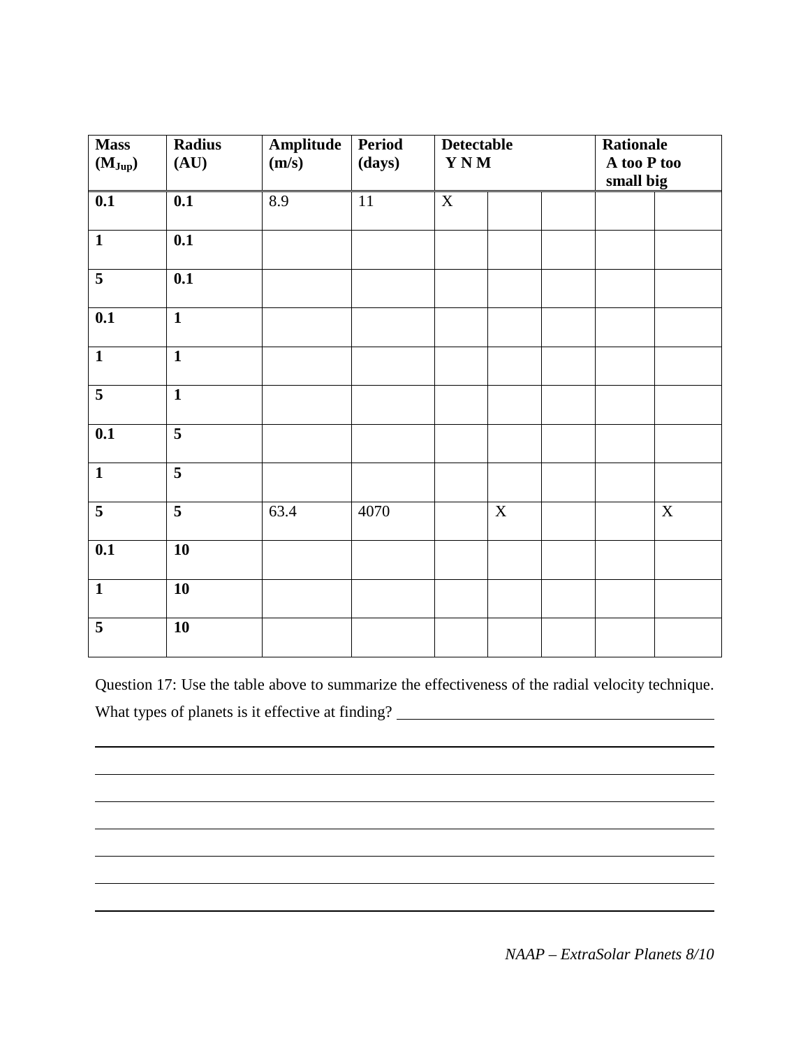| Mass ($M_{Jup}$) | Radius (AU) | Amplitude (m/s) | Period (days) | Detectable | | | Rationale | |
|---|---|---|---|---|---|---|---|---|
| | | | | Y | N | M | A too small | P too big |
| **0.1** | **0.1** | 8.9 | 11 | X | | | | |
| **1** | **0.1** | | | | | | | |
| **5** | **0.1** | | | | | | | |
| **0.1** | **1** | | | | | | | |
| **1** | **1** | | | | | | | |
| **5** | **1** | | | | | | | |
| **0.1** | **5** | | | | | | | |
| **1** | **5** | | | | | | | |
| **5** | **5** | 63.4 | 4070 | | X | | | X |
| **0.1** | **10** | | | | | | | |
| **1** | **10** | | | | | | | |
| **5** | **10** | | | | | | | |

Question 17: Use the table above to summarize the effectiveness of the radial velocity technique. What types of planets is it effective at finding? ______________________________________________

_____________________________________________________________________________

_____________________________________________________________________________

_____________________________________________________________________________

_____________________________________________________________________________

_____________________________________________________________________________

_____________________________________________________________________________

_____________________________________________________________________________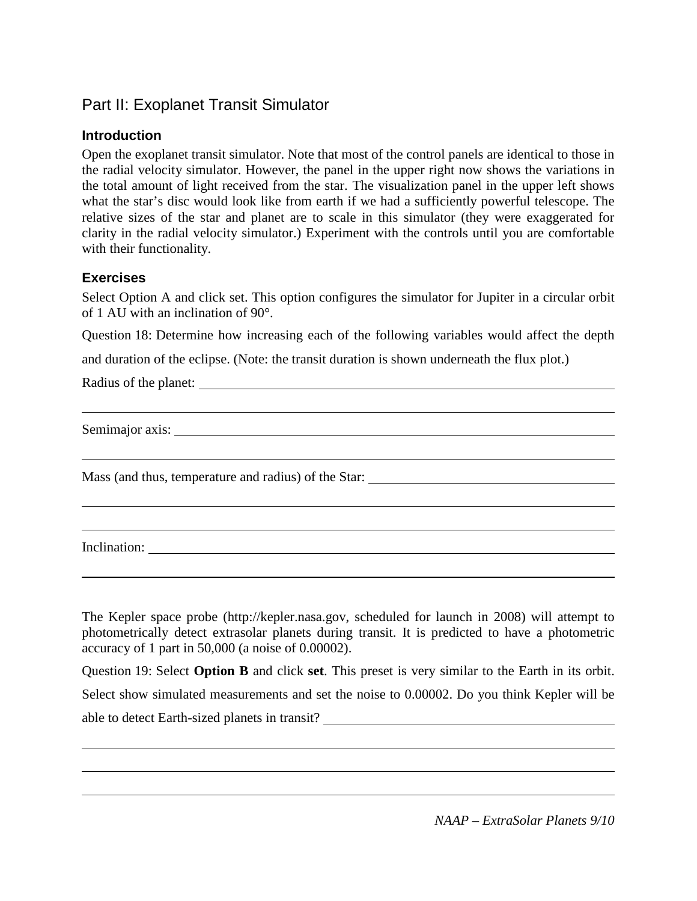## Part II: Exoplanet Transit Simulator

### Introduction

Open the exoplanet transit simulator. Note that most of the control panels are identical to those in the radial velocity simulator. However, the panel in the upper right now shows the variations in the total amount of light received from the star. The visualization panel in the upper left shows what the star's disc would look like from earth if we had a sufficiently powerful telescope. The relative sizes of the star and planet are to scale in this simulator (they were exaggerated for clarity in the radial velocity simulator.) Experiment with the controls until you are comfortable with their functionality.

### Exercises

Select Option A and click set. This option configures the simulator for Jupiter in a circular orbit of 1 AU with an inclination of 90°.

Question 18: Determine how increasing each of the following variables would affect the depth and duration of the eclipse. (Note: the transit duration is shown underneath the flux plot.)

Radius of the planet: ______________________________________________

______________________________________________

Semimajor axis: ______________________________________________

______________________________________________

Mass (and thus, temperature and radius) of the Star: ______________________________________________

______________________________________________

______________________________________________

Inclination: ______________________________________________

______________________________________________

The Kepler space probe (http://kepler.nasa.gov, scheduled for launch in 2008) will attempt to photometrically detect extrasolar planets during transit. It is predicted to have a photometric accuracy of 1 part in 50,000 (a noise of 0.00002).

Question 19: Select **Option B** and click **set**. This preset is very similar to the Earth in its orbit. Select show simulated measurements and set the noise to 0.00002. Do you think Kepler will be able to detect Earth-sized planets in transit? ______________________________________________

______________________________________________

______________________________________________

______________________________________________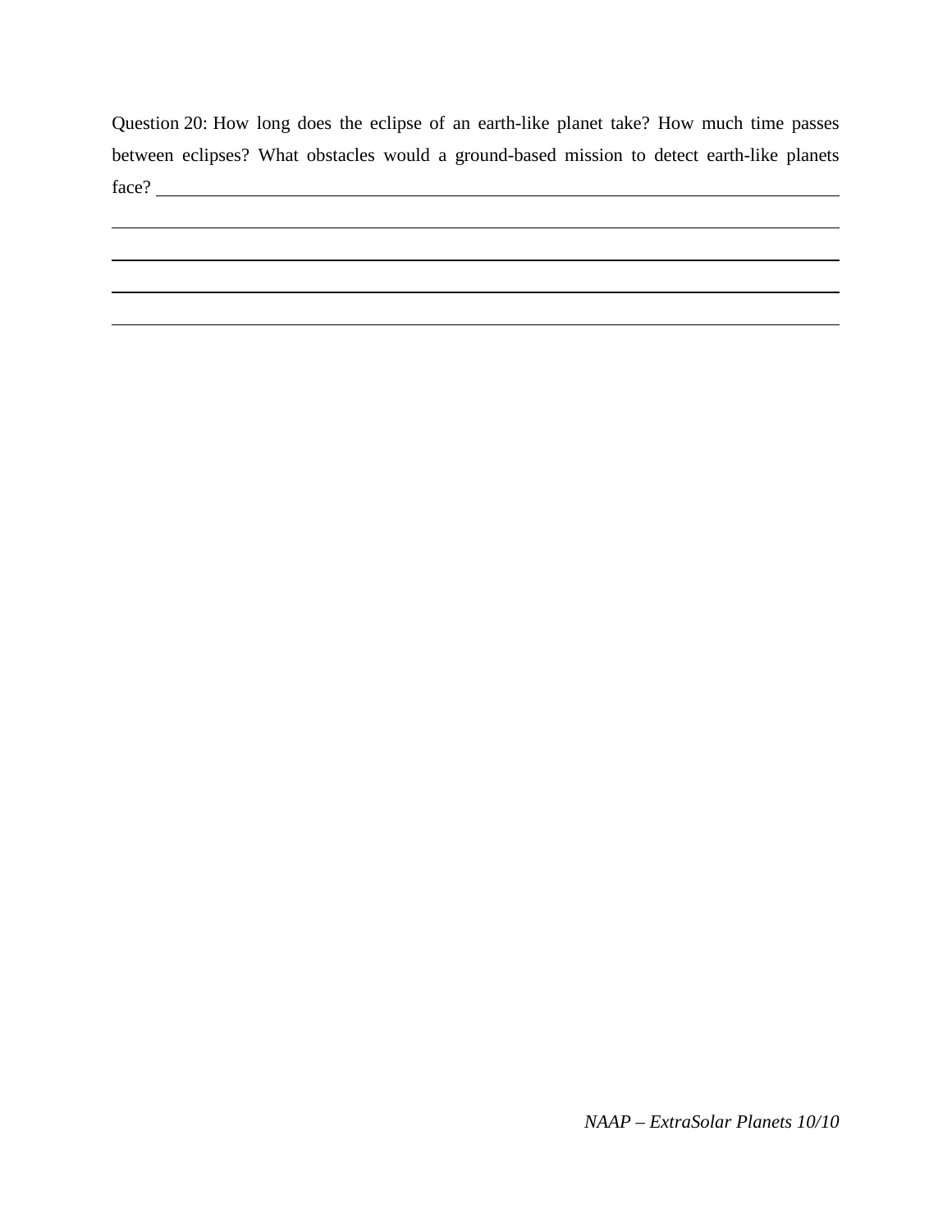Question 20: How long does the eclipse of an earth-like planet take? How much time passes between eclipses? What obstacles would a ground-based mission to detect earth-like planets face? ____________________________________________________________

______________________________________________________________________________

______________________________________________________________________________

______________________________________________________________________________

______________________________________________________________________________